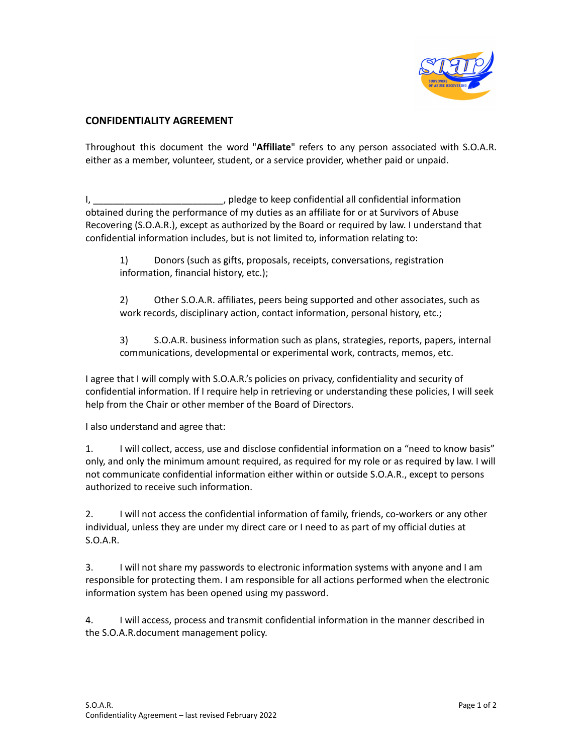## CONFIDENTIALITY AGREEMENT

Throughout this document the word "**Affiliate**" refers to any person associated with S.O.A.R. either as a member, volunteer, student, or a service provider, whether paid or unpaid.

I, _________________________, pledge to keep confidential all confidential information obtained during the performance of my duties as an affiliate for or at Survivors of Abuse Recovering (S.O.A.R.), except as authorized by the Board or required by law. I understand that confidential information includes, but is not limited to, information relating to:

1) Donors (such as gifts, proposals, receipts, conversations, registration information, financial history, etc.);

2) Other S.O.A.R. affiliates, peers being supported and other associates, such as work records, disciplinary action, contact information, personal history, etc.;

3) S.O.A.R. business information such as plans, strategies, reports, papers, internal communications, developmental or experimental work, contracts, memos, etc.

I agree that I will comply with S.O.A.R.'s policies on privacy, confidentiality and security of confidential information. If I require help in retrieving or understanding these policies, I will seek help from the Chair or other member of the Board of Directors.

I also understand and agree that:

1. I will collect, access, use and disclose confidential information on a "need to know basis" only, and only the minimum amount required, as required for my role or as required by law. I will not communicate confidential information either within or outside S.O.A.R., except to persons authorized to receive such information.

2. I will not access the confidential information of family, friends, co-workers or any other individual, unless they are under my direct care or I need to as part of my official duties at S.O.A.R.

3. I will not share my passwords to electronic information systems with anyone and I am responsible for protecting them. I am responsible for all actions performed when the electronic information system has been opened using my password.

4. I will access, process and transmit confidential information in the manner described in the S.O.A.R.document management policy.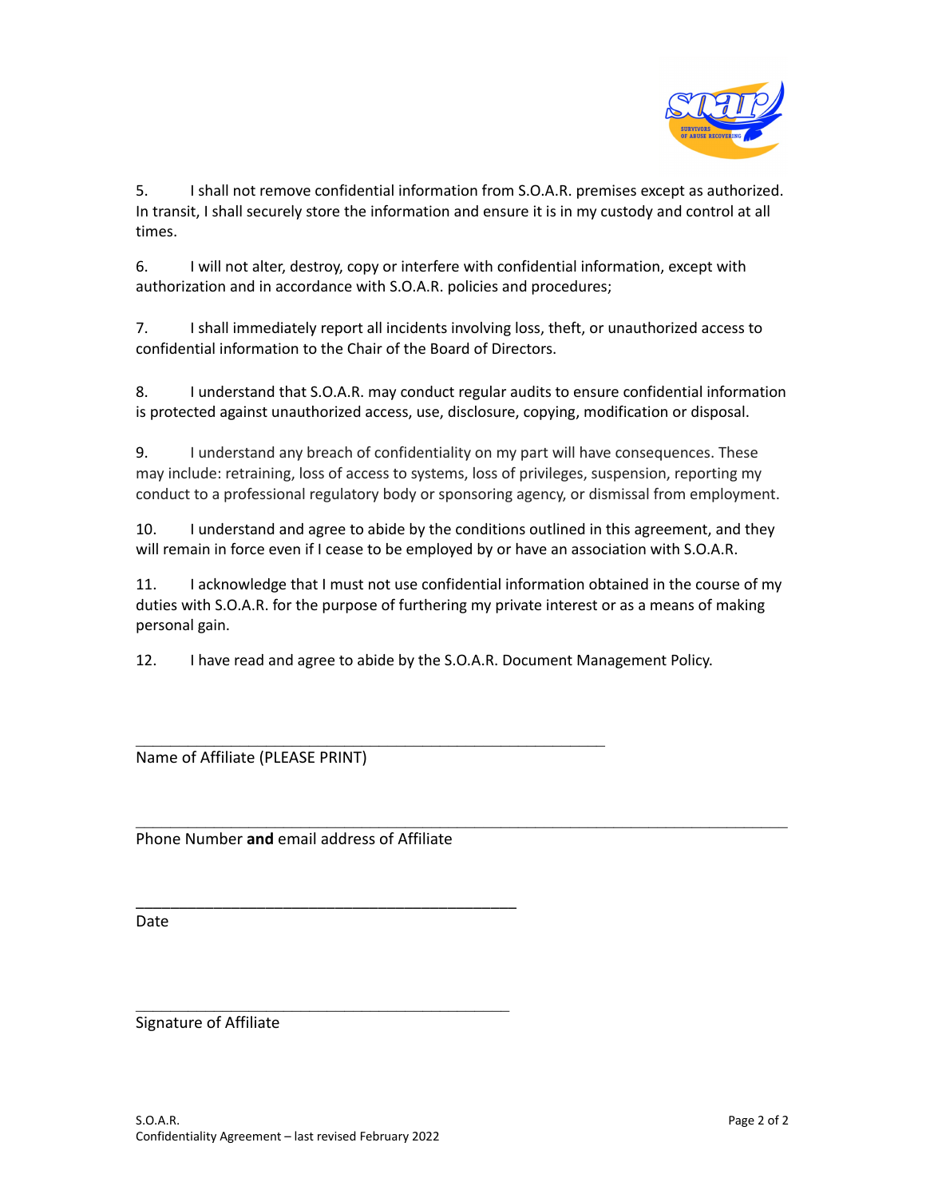5. I shall not remove confidential information from S.O.A.R. premises except as authorized. In transit, I shall securely store the information and ensure it is in my custody and control at all times.

6. I will not alter, destroy, copy or interfere with confidential information, except with authorization and in accordance with S.O.A.R. policies and procedures;

7. I shall immediately report all incidents involving loss, theft, or unauthorized access to confidential information to the Chair of the Board of Directors.

8. I understand that S.O.A.R. may conduct regular audits to ensure confidential information is protected against unauthorized access, use, disclosure, copying, modification or disposal.

9. I understand any breach of confidentiality on my part will have consequences. These may include: retraining, loss of access to systems, loss of privileges, suspension, reporting my conduct to a professional regulatory body or sponsoring agency, or dismissal from employment.

10. I understand and agree to abide by the conditions outlined in this agreement, and they will remain in force even if I cease to be employed by or have an association with S.O.A.R.

11. I acknowledge that I must not use confidential information obtained in the course of my duties with S.O.A.R. for the purpose of furthering my private interest or as a means of making personal gain.

12. I have read and agree to abide by the S.O.A.R. Document Management Policy.

\_\_\_\_\_\_\_\_\_\_\_\_\_\_\_\_\_\_\_\_\_\_\_\_\_\_\_\_\_\_\_\_\_\_\_\_\_\_\_\_\_\_\_\_\_\_\_\_

Name of Affiliate (PLEASE PRINT)

\_\_\_\_\_\_\_\_\_\_\_\_\_\_\_\_\_\_\_\_\_\_\_\_\_\_\_\_\_\_\_\_\_\_\_\_\_\_\_\_\_\_\_\_\_\_\_\_\_\_\_\_\_\_\_\_\_\_\_\_\_\_\_\_\_\_

Phone Number **and** email address of Affiliate

\_\_\_\_\_\_\_\_\_\_\_\_\_\_\_\_\_\_\_\_\_\_\_\_\_\_\_\_\_\_\_\_\_\_\_\_\_\_\_\_

Date

\_\_\_\_\_\_\_\_\_\_\_\_\_\_\_\_\_\_\_\_\_\_\_\_\_\_\_\_\_\_\_\_\_\_\_\_\_\_\_\_

Signature of Affiliate

S.O.A.R.
Confidentiality Agreement – last revised February 2022